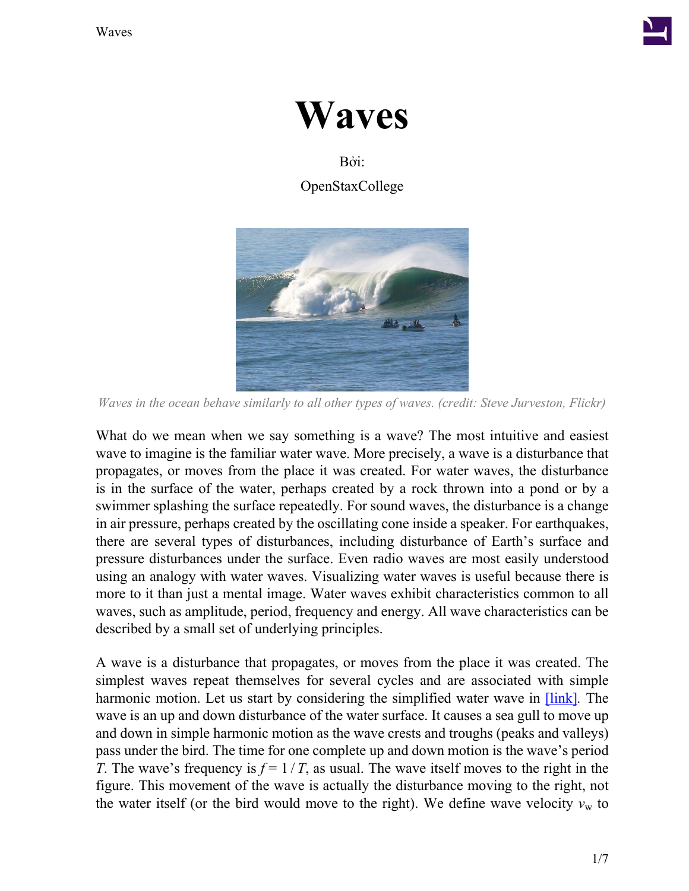# Waves

Bởi:

OpenStaxCollege

*Waves in the ocean behave similarly to all other types of waves. (credit: Steve Jurveston, Flickr)*

What do we mean when we say something is a wave? The most intuitive and easiest wave to imagine is the familiar water wave. More precisely, a wave is a disturbance that propagates, or moves from the place it was created. For water waves, the disturbance is in the surface of the water, perhaps created by a rock thrown into a pond or by a swimmer splashing the surface repeatedly. For sound waves, the disturbance is a change in air pressure, perhaps created by the oscillating cone inside a speaker. For earthquakes, there are several types of disturbances, including disturbance of Earth's surface and pressure disturbances under the surface. Even radio waves are most easily understood using an analogy with water waves. Visualizing water waves is useful because there is more to it than just a mental image. Water waves exhibit characteristics common to all waves, such as amplitude, period, frequency and energy. All wave characteristics can be described by a small set of underlying principles.

A wave is a disturbance that propagates, or moves from the place it was created. The simplest waves repeat themselves for several cycles and are associated with simple harmonic motion. Let us start by considering the simplified water wave in [link]. The wave is an up and down disturbance of the water surface. It causes a sea gull to move up and down in simple harmonic motion as the wave crests and troughs (peaks and valleys) pass under the bird. The time for one complete up and down motion is the wave's period $T$. The wave's frequency is $f = 1 / T$, as usual. The wave itself moves to the right in the figure. This movement of the wave is actually the disturbance moving to the right, not the water itself (or the bird would move to the right). We define wave velocity $v_w$ to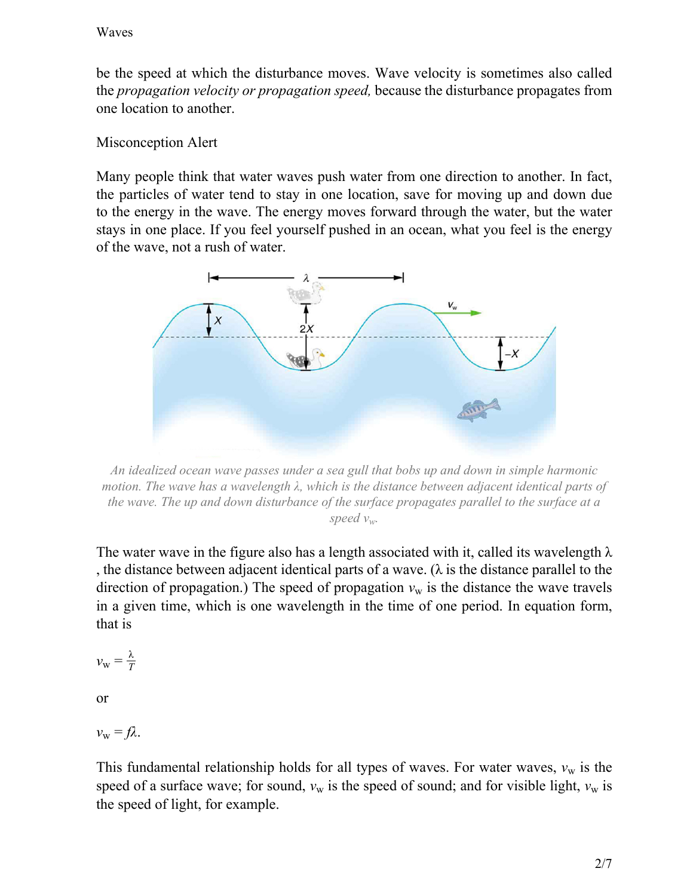be the speed at which the disturbance moves. Wave velocity is sometimes also called the *propagation velocity or propagation speed,* because the disturbance propagates from one location to another.

Misconception Alert

Many people think that water waves push water from one direction to another. In fact, the particles of water tend to stay in one location, save for moving up and down due to the energy in the wave. The energy moves forward through the water, but the water stays in one place. If you feel yourself pushed in an ocean, what you feel is the energy of the wave, not a rush of water.

*An idealized ocean wave passes under a sea gull that bobs up and down in simple harmonic motion. The wave has a wavelength λ, which is the distance between adjacent identical parts of the wave. The up and down disturbance of the surface propagates parallel to the surface at a speed $v_w$.*

The water wave in the figure also has a length associated with it, called its wavelength λ, the distance between adjacent identical parts of a wave. (λ is the distance parallel to the direction of propagation.) The speed of propagation $v_w$ is the distance the wave travels in a given time, which is one wavelength in the time of one period. In equation form, that is

$$v_w = \frac{\lambda}{T}$$

or

$$v_w = f\lambda.$$

This fundamental relationship holds for all types of waves. For water waves, $v_w$ is the speed of a surface wave; for sound, $v_w$ is the speed of sound; and for visible light, $v_w$ is the speed of light, for example.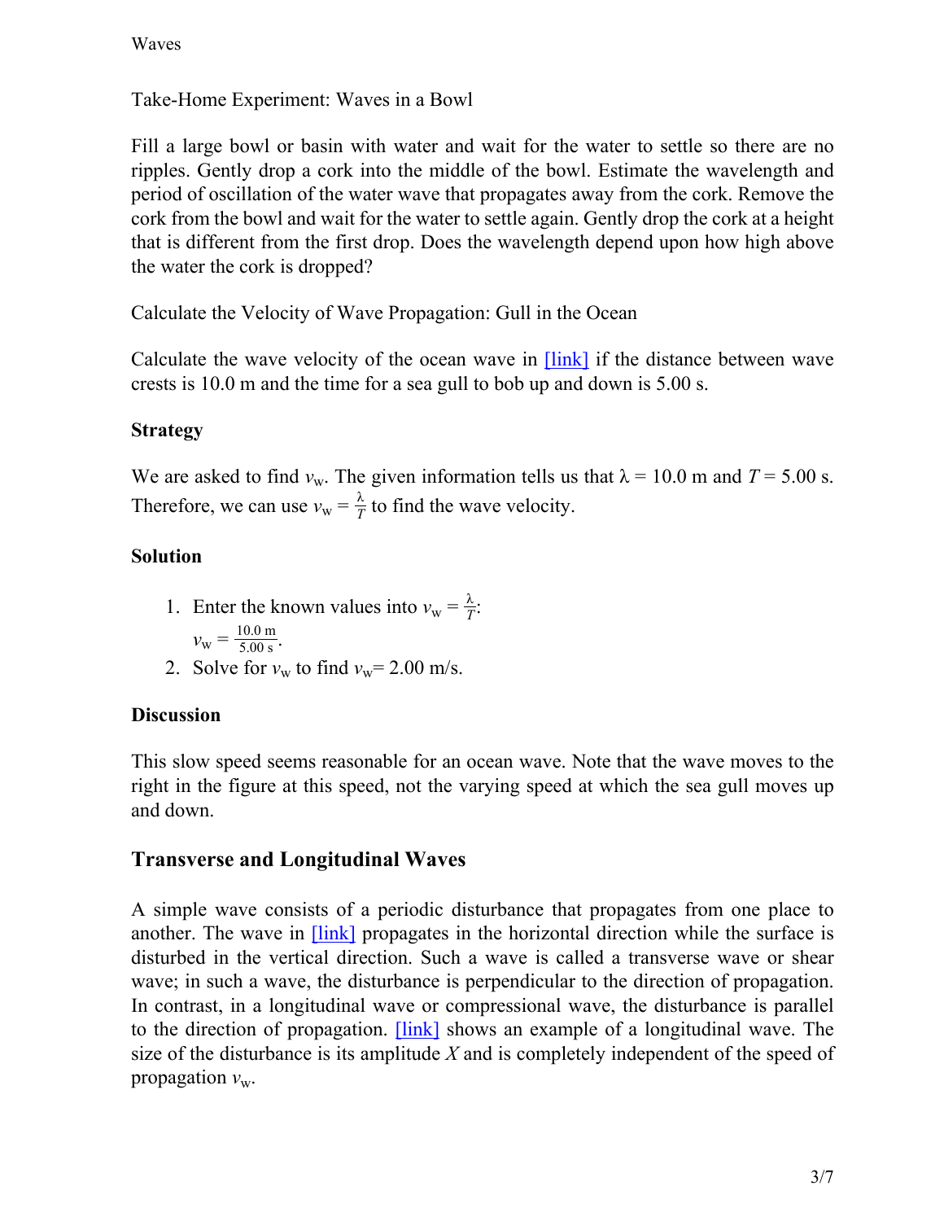Take-Home Experiment: Waves in a Bowl

Fill a large bowl or basin with water and wait for the water to settle so there are no ripples. Gently drop a cork into the middle of the bowl. Estimate the wavelength and period of oscillation of the water wave that propagates away from the cork. Remove the cork from the bowl and wait for the water to settle again. Gently drop the cork at a height that is different from the first drop. Does the wavelength depend upon how high above the water the cork is dropped?

Calculate the Velocity of Wave Propagation: Gull in the Ocean

Calculate the wave velocity of the ocean wave in [link] if the distance between wave crests is 10.0 m and the time for a sea gull to bob up and down is 5.00 s.

**Strategy**

We are asked to find $v_w$. The given information tells us that $\lambda = 10.0$ m and $T = 5.00$ s. Therefore, we can use $v_w = \frac{\lambda}{T}$ to find the wave velocity.

**Solution**

1. Enter the known values into $v_w = \frac{\lambda}{T}$:
   $v_w = \frac{10.0 \text{ m}}{5.00 \text{ s}}$.
2. Solve for $v_w$ to find $v_w = 2.00$ m/s.

**Discussion**

This slow speed seems reasonable for an ocean wave. Note that the wave moves to the right in the figure at this speed, not the varying speed at which the sea gull moves up and down.

## Transverse and Longitudinal Waves

A simple wave consists of a periodic disturbance that propagates from one place to another. The wave in [link] propagates in the horizontal direction while the surface is disturbed in the vertical direction. Such a wave is called a transverse wave or shear wave; in such a wave, the disturbance is perpendicular to the direction of propagation. In contrast, in a longitudinal wave or compressional wave, the disturbance is parallel to the direction of propagation. [link] shows an example of a longitudinal wave. The size of the disturbance is its amplitude $X$ and is completely independent of the speed of propagation $v_w$.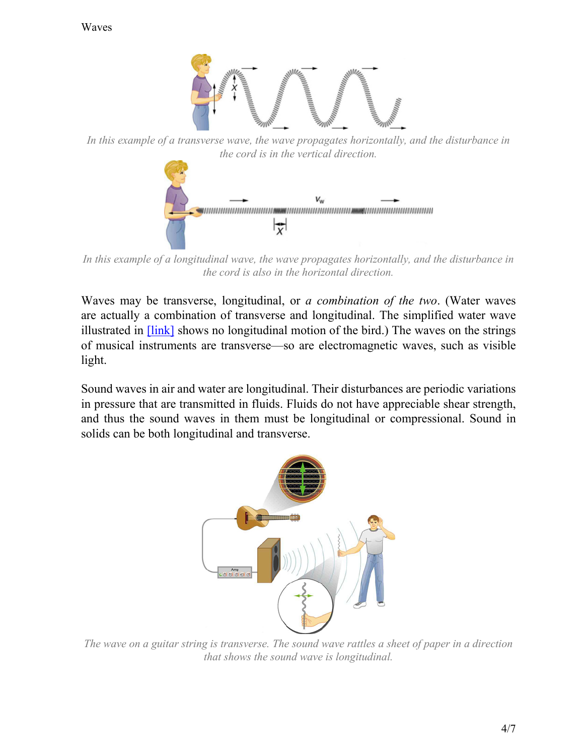In this example of a transverse wave, the wave propagates horizontally, and the disturbance in the cord is in the vertical direction.

In this example of a longitudinal wave, the wave propagates horizontally, and the disturbance in the cord is also in the horizontal direction.

Waves may be transverse, longitudinal, or *a combination of the two*. (Water waves are actually a combination of transverse and longitudinal. The simplified water wave illustrated in [link] shows no longitudinal motion of the bird.) The waves on the strings of musical instruments are transverse—so are electromagnetic waves, such as visible light.

Sound waves in air and water are longitudinal. Their disturbances are periodic variations in pressure that are transmitted in fluids. Fluids do not have appreciable shear strength, and thus the sound waves in them must be longitudinal or compressional. Sound in solids can be both longitudinal and transverse.

The wave on a guitar string is transverse. The sound wave rattles a sheet of paper in a direction that shows the sound wave is longitudinal.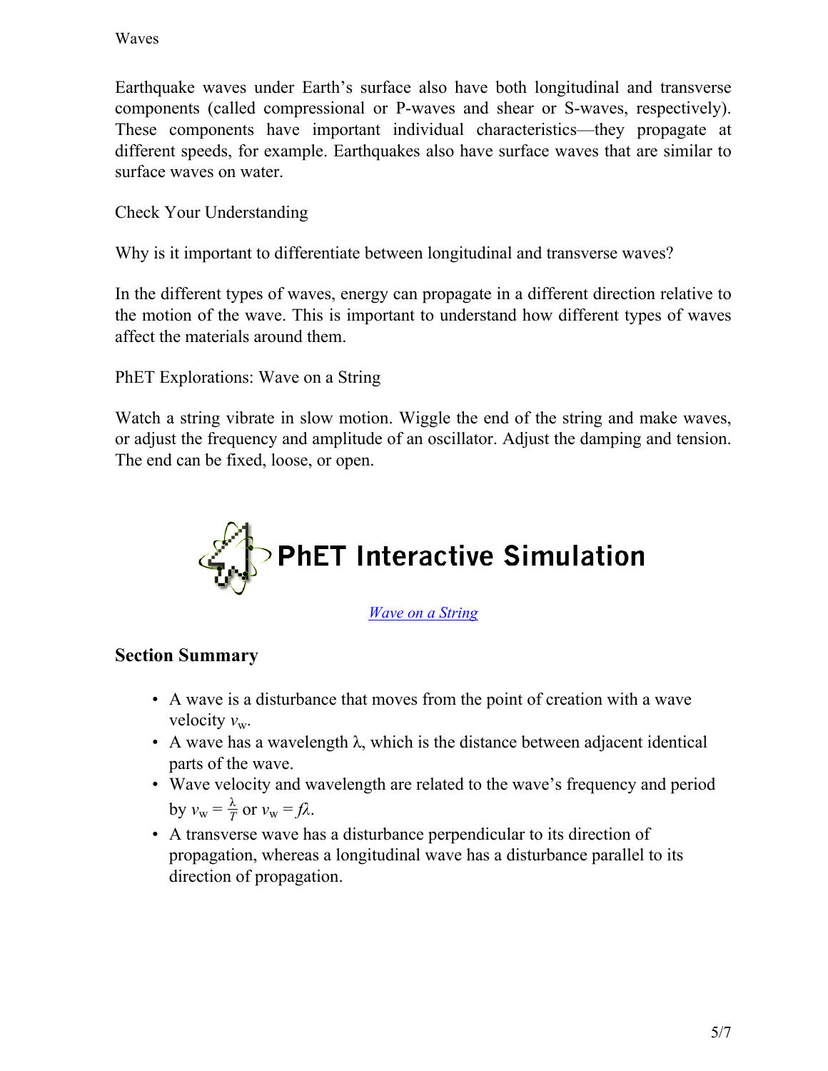Earthquake waves under Earth's surface also have both longitudinal and transverse components (called compressional or P-waves and shear or S-waves, respectively). These components have important individual characteristics—they propagate at different speeds, for example. Earthquakes also have surface waves that are similar to surface waves on water.

Check Your Understanding

Why is it important to differentiate between longitudinal and transverse waves?

In the different types of waves, energy can propagate in a different direction relative to the motion of the wave. This is important to understand how different types of waves affect the materials around them.

PhET Explorations: Wave on a String

Watch a string vibrate in slow motion. Wiggle the end of the string and make waves, or adjust the frequency and amplitude of an oscillator. Adjust the damping and tension. The end can be fixed, loose, or open.

PhET Interactive Simulation

*Wave on a String*

## Section Summary

- A wave is a disturbance that moves from the point of creation with a wave velocity $v_w$.
- A wave has a wavelength $\lambda$, which is the distance between adjacent identical parts of the wave.
- Wave velocity and wavelength are related to the wave's frequency and period by $v_w = \frac{\lambda}{T}$ or $v_w = f\lambda$.
- A transverse wave has a disturbance perpendicular to its direction of propagation, whereas a longitudinal wave has a disturbance parallel to its direction of propagation.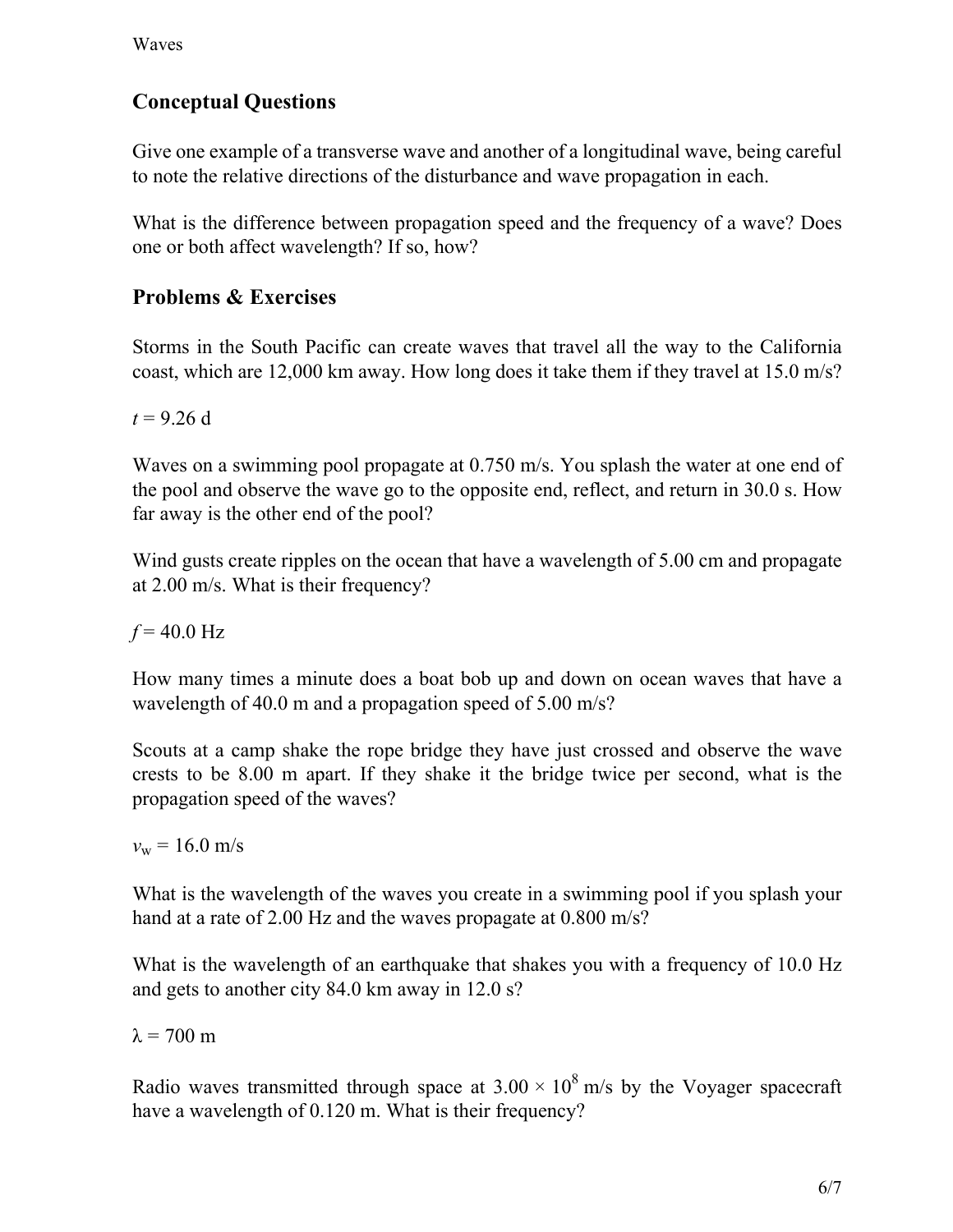## Conceptual Questions

Give one example of a transverse wave and another of a longitudinal wave, being careful to note the relative directions of the disturbance and wave propagation in each.

What is the difference between propagation speed and the frequency of a wave? Does one or both affect wavelength? If so, how?

## Problems & Exercises

Storms in the South Pacific can create waves that travel all the way to the California coast, which are 12,000 km away. How long does it take them if they travel at 15.0 m/s?

$t = 9.26$ d

Waves on a swimming pool propagate at 0.750 m/s. You splash the water at one end of the pool and observe the wave go to the opposite end, reflect, and return in 30.0 s. How far away is the other end of the pool?

Wind gusts create ripples on the ocean that have a wavelength of 5.00 cm and propagate at 2.00 m/s. What is their frequency?

$f = 40.0$ Hz

How many times a minute does a boat bob up and down on ocean waves that have a wavelength of 40.0 m and a propagation speed of 5.00 m/s?

Scouts at a camp shake the rope bridge they have just crossed and observe the wave crests to be 8.00 m apart. If they shake it the bridge twice per second, what is the propagation speed of the waves?

$v_w = 16.0$ m/s

What is the wavelength of the waves you create in a swimming pool if you splash your hand at a rate of 2.00 Hz and the waves propagate at 0.800 m/s?

What is the wavelength of an earthquake that shakes you with a frequency of 10.0 Hz and gets to another city 84.0 km away in 12.0 s?

$\lambda = 700$ m

Radio waves transmitted through space at $3.00 \times 10^8$ m/s by the Voyager spacecraft have a wavelength of 0.120 m. What is their frequency?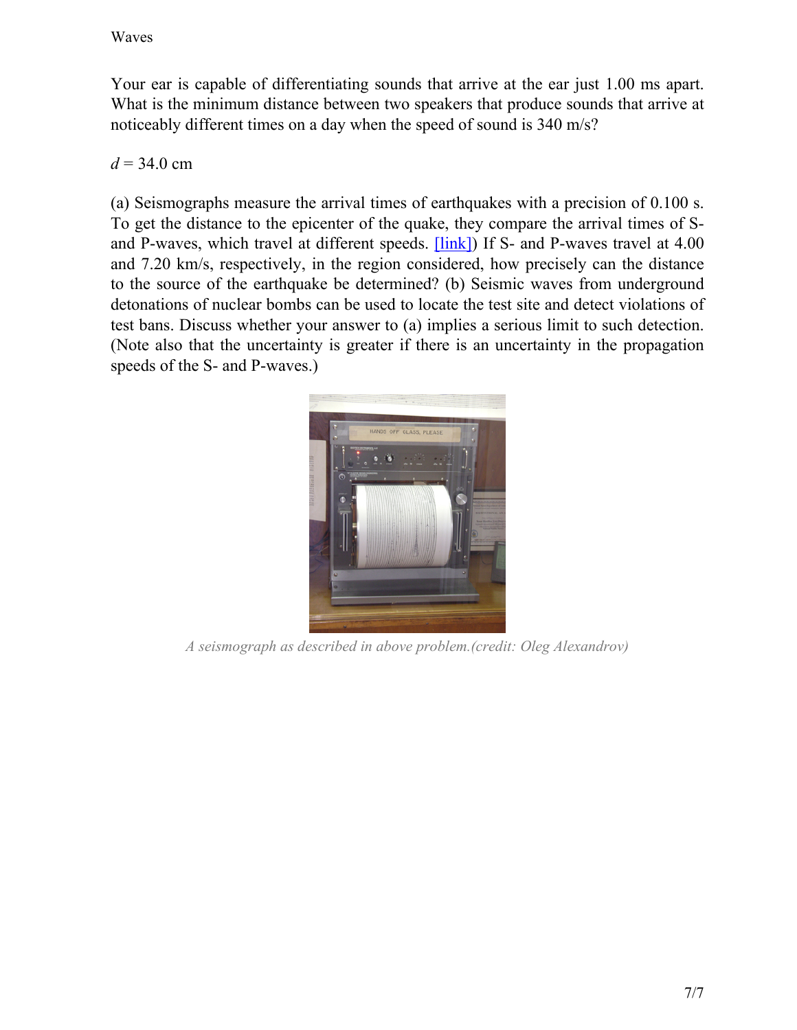Your ear is capable of differentiating sounds that arrive at the ear just 1.00 ms apart. What is the minimum distance between two speakers that produce sounds that arrive at noticeably different times on a day when the speed of sound is 340 m/s?

$d = 34.0\text{ cm}$

(a) Seismographs measure the arrival times of earthquakes with a precision of 0.100 s. To get the distance to the epicenter of the quake, they compare the arrival times of S- and P-waves, which travel at different speeds. [link]) If S- and P-waves travel at 4.00 and 7.20 km/s, respectively, in the region considered, how precisely can the distance to the source of the earthquake be determined? (b) Seismic waves from underground detonations of nuclear bombs can be used to locate the test site and detect violations of test bans. Discuss whether your answer to (a) implies a serious limit to such detection. (Note also that the uncertainty is greater if there is an uncertainty in the propagation speeds of the S- and P-waves.)

*A seismograph as described in above problem.(credit: Oleg Alexandrov)*